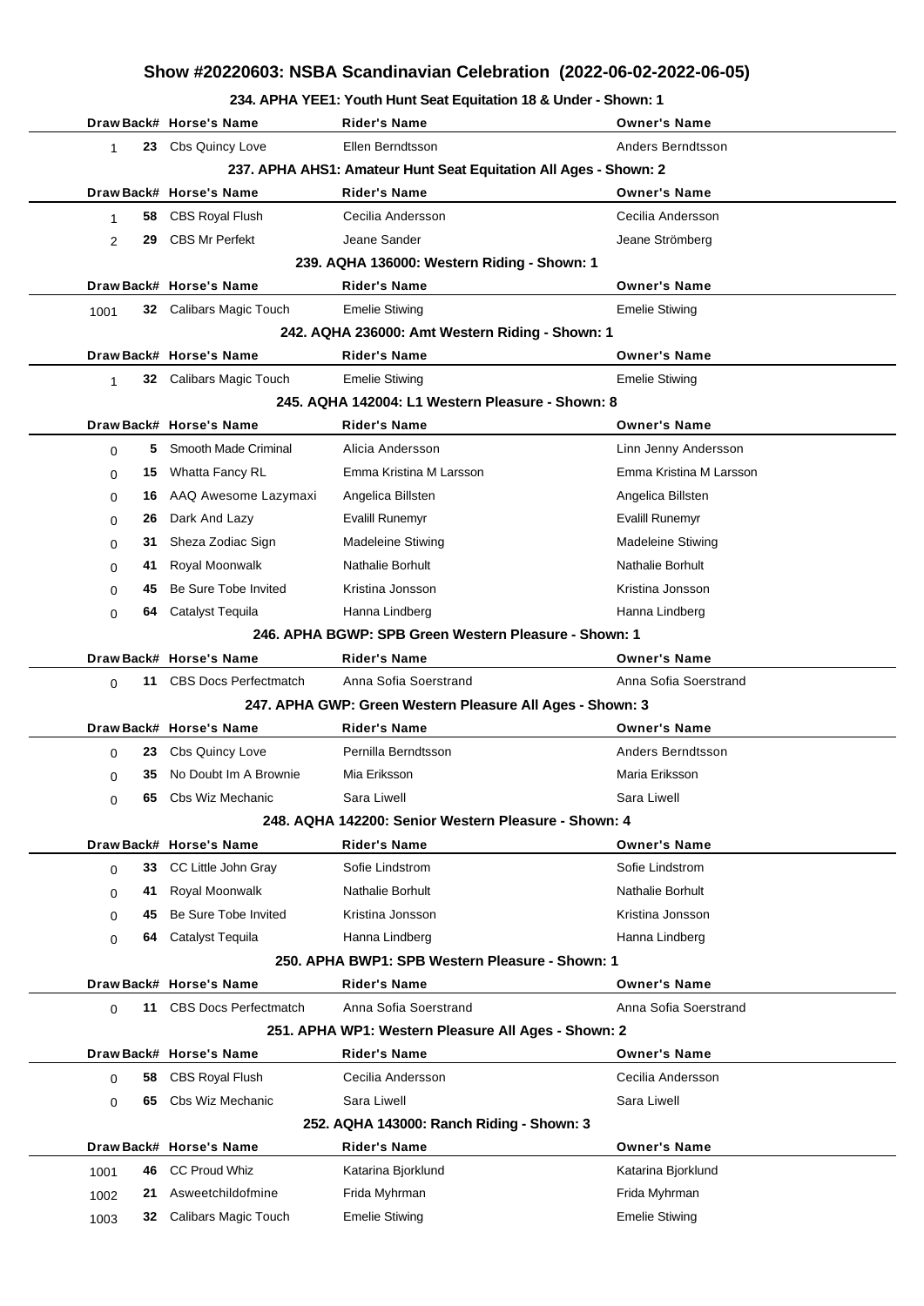# Show #20220603: NSBA Scandinavian Celebration (2022-06-02-2022-06-05)

### 234. APHA YEE1: Youth Hunt Seat Equitation 18 & Under - Shown: 1

| Draw | Back# | Horse's Name | Rider's Name | Owner's Name |
|---|---|---|---|---|
| 1 | 23 | Cbs Quincy Love | Ellen Berndtsson | Anders Berndtsson |

### 237. APHA AHS1: Amateur Hunt Seat Equitation All Ages - Shown: 2

| Draw | Back# | Horse's Name | Rider's Name | Owner's Name |
|---|---|---|---|---|
| 1 | 58 | CBS Royal Flush | Cecilia Andersson | Cecilia Andersson |
| 2 | 29 | CBS Mr Perfekt | Jeane Sander | Jeane Strömberg |

### 239. AQHA 136000: Western Riding - Shown: 1

| Draw | Back# | Horse's Name | Rider's Name | Owner's Name |
|---|---|---|---|---|
| 1001 | 32 | Calibars Magic Touch | Emelie Stiwing | Emelie Stiwing |

### 242. AQHA 236000: Amt Western Riding - Shown: 1

| Draw | Back# | Horse's Name | Rider's Name | Owner's Name |
|---|---|---|---|---|
| 1 | 32 | Calibars Magic Touch | Emelie Stiwing | Emelie Stiwing |

### 245. AQHA 142004: L1 Western Pleasure - Shown: 8

| Draw | Back# | Horse's Name | Rider's Name | Owner's Name |
|---|---|---|---|---|
| 0 | 5 | Smooth Made Criminal | Alicia Andersson | Linn Jenny Andersson |
| 0 | 15 | Whatta Fancy RL | Emma Kristina M Larsson | Emma Kristina M Larsson |
| 0 | 16 | AAQ Awesome Lazymaxi | Angelica Billsten | Angelica Billsten |
| 0 | 26 | Dark And Lazy | Evalill Runemyr | Evalill Runemyr |
| 0 | 31 | Sheza Zodiac Sign | Madeleine Stiwing | Madeleine Stiwing |
| 0 | 41 | Royal Moonwalk | Nathalie Borhult | Nathalie Borhult |
| 0 | 45 | Be Sure Tobe Invited | Kristina Jonsson | Kristina Jonsson |
| 0 | 64 | Catalyst Tequila | Hanna Lindberg | Hanna Lindberg |

### 246. APHA BGWP: SPB Green Western Pleasure - Shown: 1

| Draw | Back# | Horse's Name | Rider's Name | Owner's Name |
|---|---|---|---|---|
| 0 | 11 | CBS Docs Perfectmatch | Anna Sofia Soerstrand | Anna Sofia Soerstrand |

### 247. APHA GWP: Green Western Pleasure All Ages - Shown: 3

| Draw | Back# | Horse's Name | Rider's Name | Owner's Name |
|---|---|---|---|---|
| 0 | 23 | Cbs Quincy Love | Pernilla Berndtsson | Anders Berndtsson |
| 0 | 35 | No Doubt Im A Brownie | Mia Eriksson | Maria Eriksson |
| 0 | 65 | Cbs Wiz Mechanic | Sara Liwell | Sara Liwell |

### 248. AQHA 142200: Senior Western Pleasure - Shown: 4

| Draw | Back# | Horse's Name | Rider's Name | Owner's Name |
|---|---|---|---|---|
| 0 | 33 | CC Little John Gray | Sofie Lindstrom | Sofie Lindstrom |
| 0 | 41 | Royal Moonwalk | Nathalie Borhult | Nathalie Borhult |
| 0 | 45 | Be Sure Tobe Invited | Kristina Jonsson | Kristina Jonsson |
| 0 | 64 | Catalyst Tequila | Hanna Lindberg | Hanna Lindberg |

### 250. APHA BWP1: SPB Western Pleasure - Shown: 1

| Draw | Back# | Horse's Name | Rider's Name | Owner's Name |
|---|---|---|---|---|
| 0 | 11 | CBS Docs Perfectmatch | Anna Sofia Soerstrand | Anna Sofia Soerstrand |

### 251. APHA WP1: Western Pleasure All Ages - Shown: 2

| Draw | Back# | Horse's Name | Rider's Name | Owner's Name |
|---|---|---|---|---|
| 0 | 58 | CBS Royal Flush | Cecilia Andersson | Cecilia Andersson |
| 0 | 65 | Cbs Wiz Mechanic | Sara Liwell | Sara Liwell |

### 252. AQHA 143000: Ranch Riding - Shown: 3

| Draw | Back# | Horse's Name | Rider's Name | Owner's Name |
|---|---|---|---|---|
| 1001 | 46 | CC Proud Whiz | Katarina Bjorklund | Katarina Bjorklund |
| 1002 | 21 | Asweetchildofmine | Frida Myhrman | Frida Myhrman |
| 1003 | 32 | Calibars Magic Touch | Emelie Stiwing | Emelie Stiwing |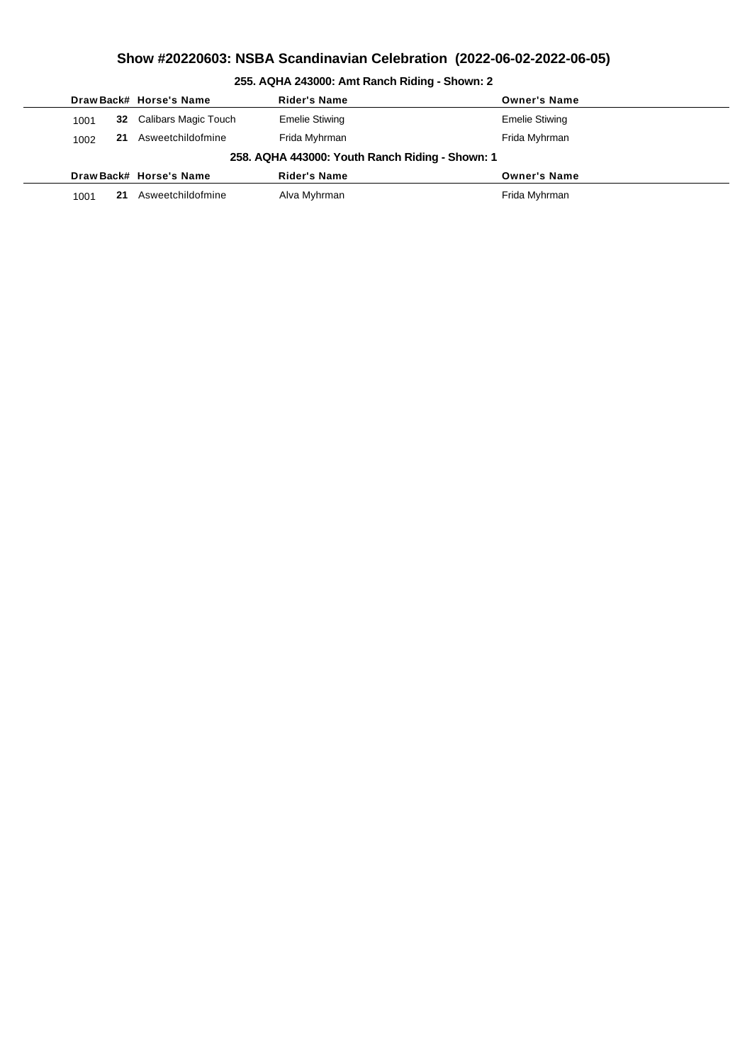# Show #20220603: NSBA Scandinavian Celebration (2022-06-02-2022-06-05)

### 255. AQHA 243000: Amt Ranch Riding - Shown: 2

| Draw | Back# | Horse's Name | Rider's Name | Owner's Name |
|---|---|---|---|---|
| 1001 | **32** | Calibars Magic Touch | Emelie Stiwing | Emelie Stiwing |
| 1002 | **21** | Asweetchildofmine | Frida Myhrman | Frida Myhrman |

### 258. AQHA 443000: Youth Ranch Riding - Shown: 1

| Draw | Back# | Horse's Name | Rider's Name | Owner's Name |
|---|---|---|---|---|
| 1001 | **21** | Asweetchildofmine | Alva Myhrman | Frida Myhrman |